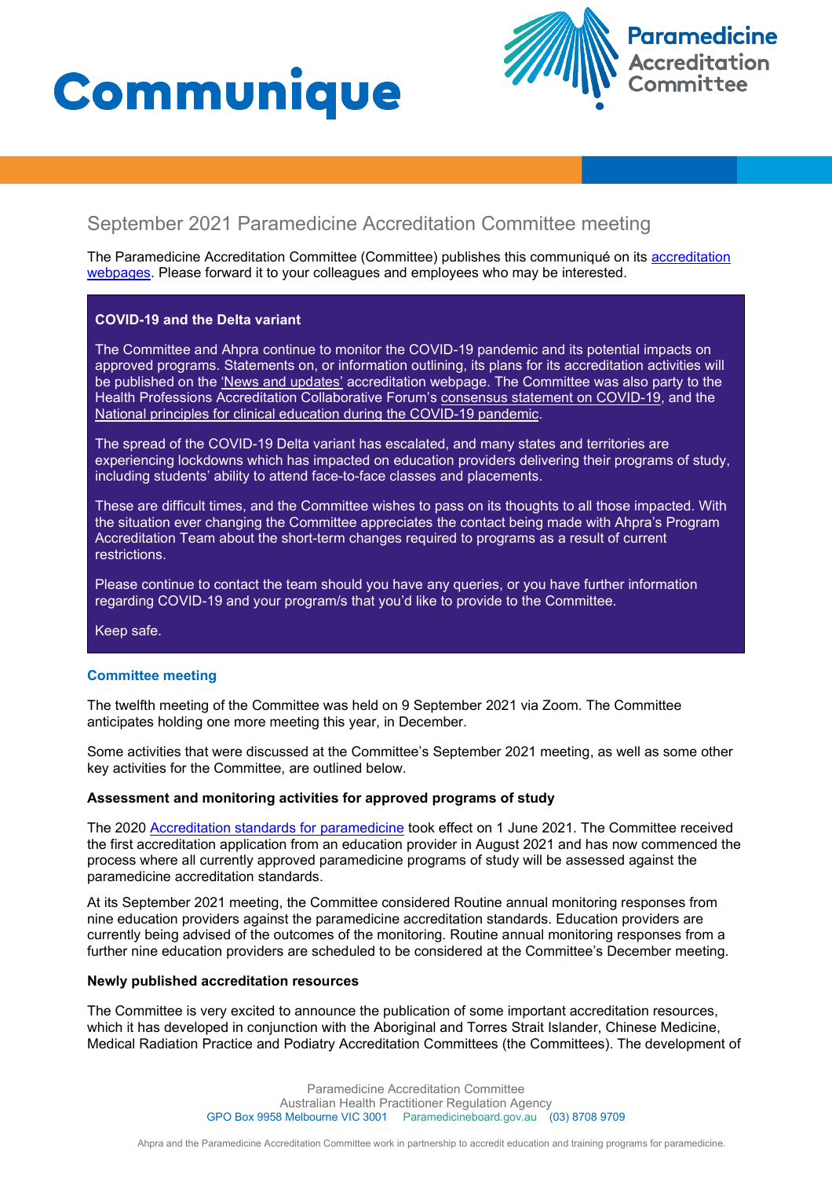# Communique

Paramedicine Accreditation Committee

## September 2021 Paramedicine Accreditation Committee meeting

The Paramedicine Accreditation Committee (Committee) publishes this communiqué on its accreditation webpages. Please forward it to your colleagues and employees who may be interested.

> **COVID-19 and the Delta variant**
>
> The Committee and Ahpra continue to monitor the COVID-19 pandemic and its potential impacts on approved programs. Statements on, or information outlining, its plans for its accreditation activities will be published on the 'News and updates' accreditation webpage. The Committee was also party to the Health Professions Accreditation Collaborative Forum's consensus statement on COVID-19, and the National principles for clinical education during the COVID-19 pandemic.
>
> The spread of the COVID-19 Delta variant has escalated, and many states and territories are experiencing lockdowns which has impacted on education providers delivering their programs of study, including students' ability to attend face-to-face classes and placements.
>
> These are difficult times, and the Committee wishes to pass on its thoughts to all those impacted. With the situation ever changing the Committee appreciates the contact being made with Ahpra's Program Accreditation Team about the short-term changes required to programs as a result of current restrictions.
>
> Please continue to contact the team should you have any queries, or you have further information regarding COVID-19 and your program/s that you'd like to provide to the Committee.
>
> Keep safe.

### Committee meeting

The twelfth meeting of the Committee was held on 9 September 2021 via Zoom. The Committee anticipates holding one more meeting this year, in December.

Some activities that were discussed at the Committee's September 2021 meeting, as well as some other key activities for the Committee, are outlined below.

#### Assessment and monitoring activities for approved programs of study

The 2020 Accreditation standards for paramedicine took effect on 1 June 2021. The Committee received the first accreditation application from an education provider in August 2021 and has now commenced the process where all currently approved paramedicine programs of study will be assessed against the paramedicine accreditation standards.

At its September 2021 meeting, the Committee considered Routine annual monitoring responses from nine education providers against the paramedicine accreditation standards. Education providers are currently being advised of the outcomes of the monitoring. Routine annual monitoring responses from a further nine education providers are scheduled to be considered at the Committee's December meeting.

#### Newly published accreditation resources

The Committee is very excited to announce the publication of some important accreditation resources, which it has developed in conjunction with the Aboriginal and Torres Strait Islander, Chinese Medicine, Medical Radiation Practice and Podiatry Accreditation Committees (the Committees). The development of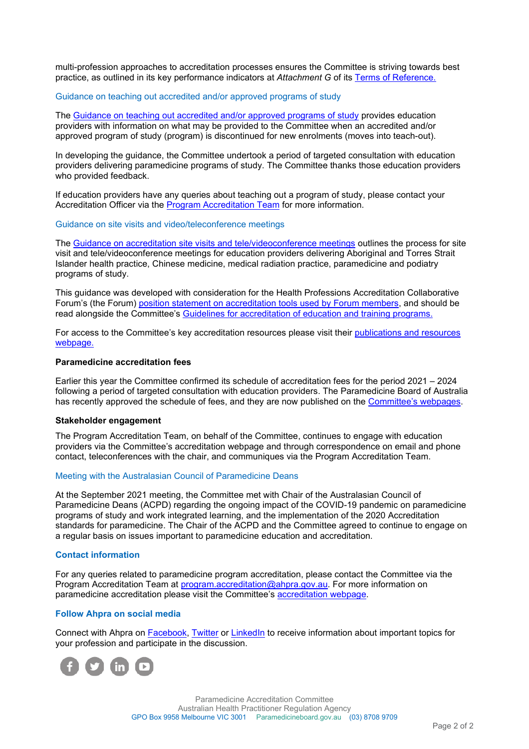multi-profession approaches to accreditation processes ensures the Committee is striving towards best practice, as outlined in its key performance indicators at *Attachment G* of its Terms of Reference.

### Guidance on teaching out accredited and/or approved programs of study

The Guidance on teaching out accredited and/or approved programs of study provides education providers with information on what may be provided to the Committee when an accredited and/or approved program of study (program) is discontinued for new enrolments (moves into teach-out).

In developing the guidance, the Committee undertook a period of targeted consultation with education providers delivering paramedicine programs of study. The Committee thanks those education providers who provided feedback.

If education providers have any queries about teaching out a program of study, please contact your Accreditation Officer via the Program Accreditation Team for more information.

### Guidance on site visits and video/teleconference meetings

The Guidance on accreditation site visits and tele/videoconference meetings outlines the process for site visit and tele/videoconference meetings for education providers delivering Aboriginal and Torres Strait Islander health practice, Chinese medicine, medical radiation practice, paramedicine and podiatry programs of study.

This guidance was developed with consideration for the Health Professions Accreditation Collaborative Forum's (the Forum) position statement on accreditation tools used by Forum members, and should be read alongside the Committee's Guidelines for accreditation of education and training programs.

For access to the Committee's key accreditation resources please visit their publications and resources webpage.

**Paramedicine accreditation fees**

Earlier this year the Committee confirmed its schedule of accreditation fees for the period 2021 – 2024 following a period of targeted consultation with education providers. The Paramedicine Board of Australia has recently approved the schedule of fees, and they are now published on the Committee's webpages.

**Stakeholder engagement**

The Program Accreditation Team, on behalf of the Committee, continues to engage with education providers via the Committee's accreditation webpage and through correspondence on email and phone contact, teleconferences with the chair, and communiques via the Program Accreditation Team.

### Meeting with the Australasian Council of Paramedicine Deans

At the September 2021 meeting, the Committee met with Chair of the Australasian Council of Paramedicine Deans (ACPD) regarding the ongoing impact of the COVID-19 pandemic on paramedicine programs of study and work integrated learning, and the implementation of the 2020 Accreditation standards for paramedicine. The Chair of the ACPD and the Committee agreed to continue to engage on a regular basis on issues important to paramedicine education and accreditation.

## Contact information

For any queries related to paramedicine program accreditation, please contact the Committee via the Program Accreditation Team at program.accreditation@ahpra.gov.au. For more information on paramedicine accreditation please visit the Committee's accreditation webpage.

## Follow Ahpra on social media

Connect with Ahpra on Facebook, Twitter or LinkedIn to receive information about important topics for your profession and participate in the discussion.

Paramedicine Accreditation Committee
Australian Health Practitioner Regulation Agency
GPO Box 9958 Melbourne VIC 3001 Paramedicineboard.gov.au (03) 8708 9709